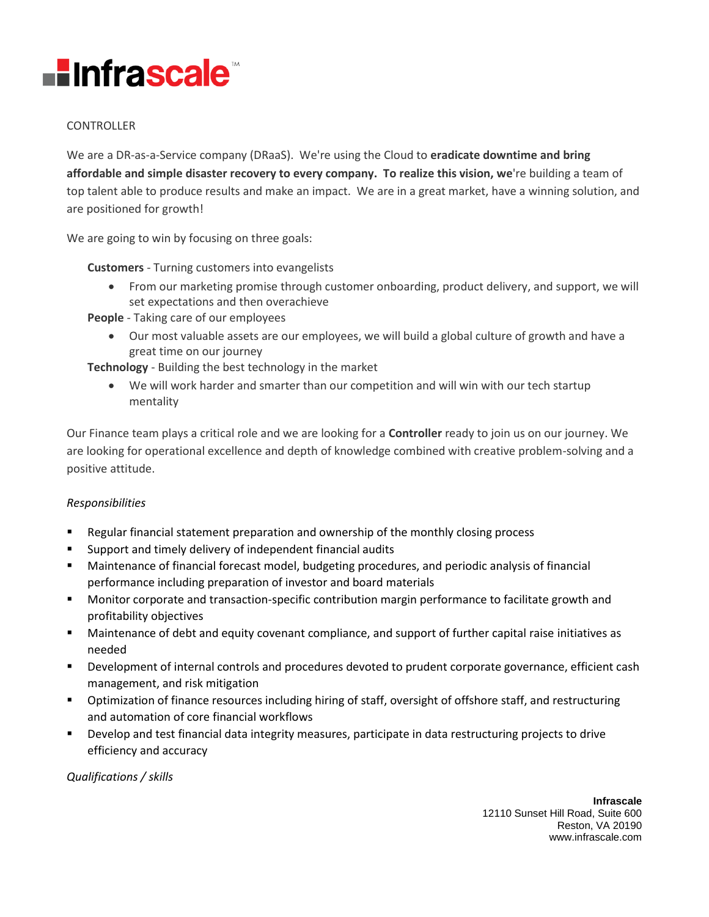# Infrascale™

CONTROLLER

We are a DR-as-a-Service company (DRaaS). We're using the Cloud to **eradicate downtime and bring affordable and simple disaster recovery to every company. To realize this vision, we**'re building a team of top talent able to produce results and make an impact. We are in a great market, have a winning solution, and are positioned for growth!

We are going to win by focusing on three goals:

**Customers** - Turning customers into evangelists

- From our marketing promise through customer onboarding, product delivery, and support, we will set expectations and then overachieve

**People** - Taking care of our employees

- Our most valuable assets are our employees, we will build a global culture of growth and have a great time on our journey

**Technology** - Building the best technology in the market

- We will work harder and smarter than our competition and will win with our tech startup mentality

Our Finance team plays a critical role and we are looking for a **Controller** ready to join us on our journey. We are looking for operational excellence and depth of knowledge combined with creative problem-solving and a positive attitude.

*Responsibilities*

- Regular financial statement preparation and ownership of the monthly closing process
- Support and timely delivery of independent financial audits
- Maintenance of financial forecast model, budgeting procedures, and periodic analysis of financial performance including preparation of investor and board materials
- Monitor corporate and transaction-specific contribution margin performance to facilitate growth and profitability objectives
- Maintenance of debt and equity covenant compliance, and support of further capital raise initiatives as needed
- Development of internal controls and procedures devoted to prudent corporate governance, efficient cash management, and risk mitigation
- Optimization of finance resources including hiring of staff, oversight of offshore staff, and restructuring and automation of core financial workflows
- Develop and test financial data integrity measures, participate in data restructuring projects to drive efficiency and accuracy

*Qualifications / skills*

**Infrascale**
12110 Sunset Hill Road, Suite 600
Reston, VA 20190
www.infrascale.com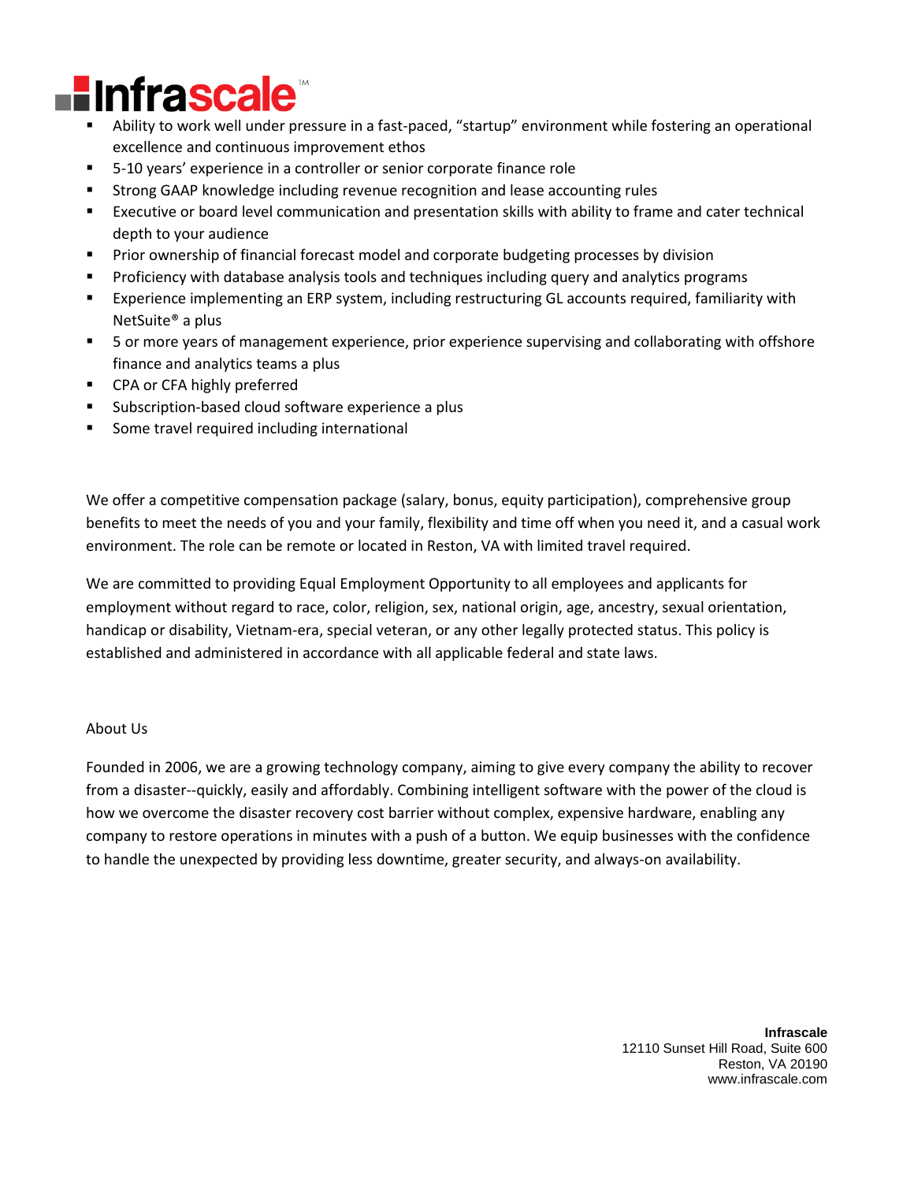- Ability to work well under pressure in a fast-paced, "startup" environment while fostering an operational excellence and continuous improvement ethos
- 5-10 years' experience in a controller or senior corporate finance role
- Strong GAAP knowledge including revenue recognition and lease accounting rules
- Executive or board level communication and presentation skills with ability to frame and cater technical depth to your audience
- Prior ownership of financial forecast model and corporate budgeting processes by division
- Proficiency with database analysis tools and techniques including query and analytics programs
- Experience implementing an ERP system, including restructuring GL accounts required, familiarity with NetSuite® a plus
- 5 or more years of management experience, prior experience supervising and collaborating with offshore finance and analytics teams a plus
- CPA or CFA highly preferred
- Subscription-based cloud software experience a plus
- Some travel required including international

We offer a competitive compensation package (salary, bonus, equity participation), comprehensive group benefits to meet the needs of you and your family, flexibility and time off when you need it, and a casual work environment. The role can be remote or located in Reston, VA with limited travel required.

We are committed to providing Equal Employment Opportunity to all employees and applicants for employment without regard to race, color, religion, sex, national origin, age, ancestry, sexual orientation, handicap or disability, Vietnam-era, special veteran, or any other legally protected status. This policy is established and administered in accordance with all applicable federal and state laws.

About Us

Founded in 2006, we are a growing technology company, aiming to give every company the ability to recover from a disaster--quickly, easily and affordably. Combining intelligent software with the power of the cloud is how we overcome the disaster recovery cost barrier without complex, expensive hardware, enabling any company to restore operations in minutes with a push of a button. We equip businesses with the confidence to handle the unexpected by providing less downtime, greater security, and always-on availability.